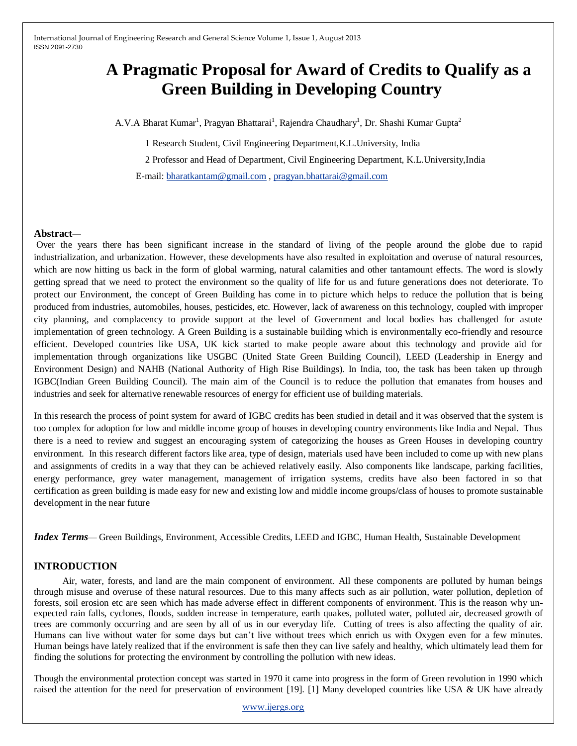# A Pragmatic Proposal for Award of Credits to Qualify as a Green Building in Developing Country

A.V.A Bharat Kumar[1], Pragyan Bhattarai[1], Rajendra Chaudhary[1], Dr. Shashi Kumar Gupta[2]

1 Research Student, Civil Engineering Department,K.L.University, India

2 Professor and Head of Department, Civil Engineering Department, K.L.University,India

E-mail: bharatkantam@gmail.com , pragyan.bhattarai@gmail.com

**Abstract**—

Over the years there has been significant increase in the standard of living of the people around the globe due to rapid industrialization, and urbanization. However, these developments have also resulted in exploitation and overuse of natural resources, which are now hitting us back in the form of global warming, natural calamities and other tantamount effects. The word is slowly getting spread that we need to protect the environment so the quality of life for us and future generations does not deteriorate. To protect our Environment, the concept of Green Building has come in to picture which helps to reduce the pollution that is being produced from industries, automobiles, houses, pesticides, etc. However, lack of awareness on this technology, coupled with improper city planning, and complacency to provide support at the level of Government and local bodies has challenged for astute implementation of green technology. A Green Building is a sustainable building which is environmentally eco-friendly and resource efficient. Developed countries like USA, UK kick started to make people aware about this technology and provide aid for implementation through organizations like USGBC (United State Green Building Council), LEED (Leadership in Energy and Environment Design) and NAHB (National Authority of High Rise Buildings). In India, too, the task has been taken up through IGBC(Indian Green Building Council). The main aim of the Council is to reduce the pollution that emanates from houses and industries and seek for alternative renewable resources of energy for efficient use of building materials.

In this research the process of point system for award of IGBC credits has been studied in detail and it was observed that the system is too complex for adoption for low and middle income group of houses in developing country environments like India and Nepal. Thus there is a need to review and suggest an encouraging system of categorizing the houses as Green Houses in developing country environment. In this research different factors like area, type of design, materials used have been included to come up with new plans and assignments of credits in a way that they can be achieved relatively easily. Also components like landscape, parking facilities, energy performance, grey water management, management of irrigation systems, credits have also been factored in so that certification as green building is made easy for new and existing low and middle income groups/class of houses to promote sustainable development in the near future

***Index Terms***— Green Buildings, Environment, Accessible Credits, LEED and IGBC, Human Health, Sustainable Development

## INTRODUCTION

Air, water, forests, and land are the main component of environment. All these components are polluted by human beings through misuse and overuse of these natural resources. Due to this many affects such as air pollution, water pollution, depletion of forests, soil erosion etc are seen which has made adverse effect in different components of environment. This is the reason why un-expected rain falls, cyclones, floods, sudden increase in temperature, earth quakes, polluted water, polluted air, decreased growth of trees are commonly occurring and are seen by all of us in our everyday life. Cutting of trees is also affecting the quality of air. Humans can live without water for some days but can't live without trees which enrich us with Oxygen even for a few minutes. Human beings have lately realized that if the environment is safe then they can live safely and healthy, which ultimately lead them for finding the solutions for protecting the environment by controlling the pollution with new ideas.

Though the environmental protection concept was started in 1970 it came into progress in the form of Green revolution in 1990 which raised the attention for the need for preservation of environment [19]. [1] Many developed countries like USA & UK have already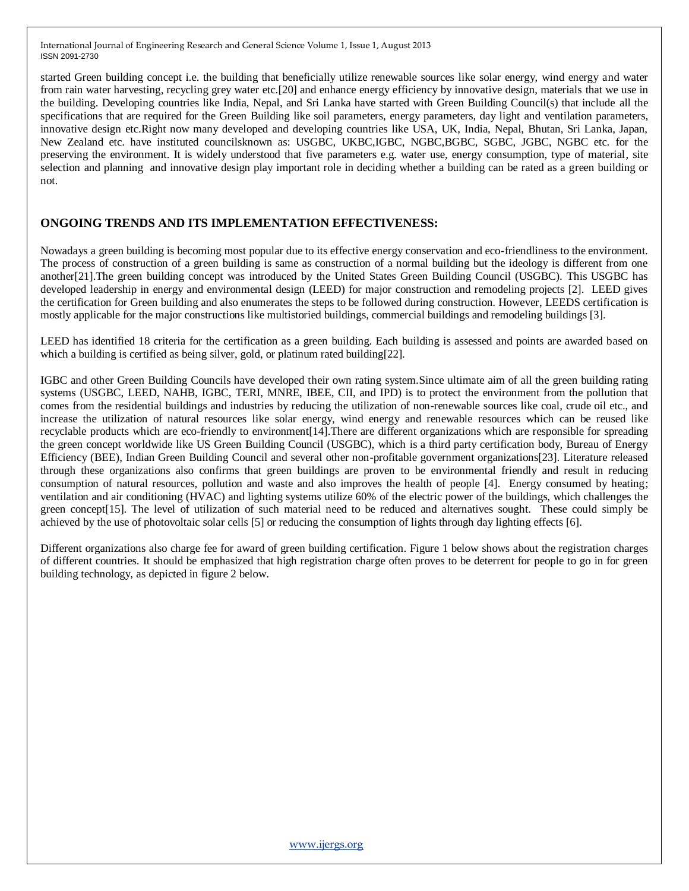started Green building concept i.e. the building that beneficially utilize renewable sources like solar energy, wind energy and water from rain water harvesting, recycling grey water etc.[20] and enhance energy efficiency by innovative design, materials that we use in the building. Developing countries like India, Nepal, and Sri Lanka have started with Green Building Council(s) that include all the specifications that are required for the Green Building like soil parameters, energy parameters, day light and ventilation parameters, innovative design etc.Right now many developed and developing countries like USA, UK, India, Nepal, Bhutan, Sri Lanka, Japan, New Zealand etc. have instituted councilsknown as: USGBC, UKBC,IGBC, NGBC,BGBC, SGBC, JGBC, NGBC etc. for the preserving the environment. It is widely understood that five parameters e.g. water use, energy consumption, type of material, site selection and planning and innovative design play important role in deciding whether a building can be rated as a green building or not.

## ONGOING TRENDS AND ITS IMPLEMENTATION EFFECTIVENESS:

Nowadays a green building is becoming most popular due to its effective energy conservation and eco-friendliness to the environment. The process of construction of a green building is same as construction of a normal building but the ideology is different from one another[21].The green building concept was introduced by the United States Green Building Council (USGBC). This USGBC has developed leadership in energy and environmental design (LEED) for major construction and remodeling projects [2]. LEED gives the certification for Green building and also enumerates the steps to be followed during construction. However, LEEDS certification is mostly applicable for the major constructions like multistoried buildings, commercial buildings and remodeling buildings [3].

LEED has identified 18 criteria for the certification as a green building. Each building is assessed and points are awarded based on which a building is certified as being silver, gold, or platinum rated building[22].

IGBC and other Green Building Councils have developed their own rating system.Since ultimate aim of all the green building rating systems (USGBC, LEED, NAHB, IGBC, TERI, MNRE, IBEE, CII, and IPD) is to protect the environment from the pollution that comes from the residential buildings and industries by reducing the utilization of non-renewable sources like coal, crude oil etc., and increase the utilization of natural resources like solar energy, wind energy and renewable resources which can be reused like recyclable products which are eco-friendly to environment[14].There are different organizations which are responsible for spreading the green concept worldwide like US Green Building Council (USGBC), which is a third party certification body, Bureau of Energy Efficiency (BEE), Indian Green Building Council and several other non-profitable government organizations[23]. Literature released through these organizations also confirms that green buildings are proven to be environmental friendly and result in reducing consumption of natural resources, pollution and waste and also improves the health of people [4]. Energy consumed by heating; ventilation and air conditioning (HVAC) and lighting systems utilize 60% of the electric power of the buildings, which challenges the green concept[15]. The level of utilization of such material need to be reduced and alternatives sought. These could simply be achieved by the use of photovoltaic solar cells [5] or reducing the consumption of lights through day lighting effects [6].

Different organizations also charge fee for award of green building certification. Figure 1 below shows about the registration charges of different countries. It should be emphasized that high registration charge often proves to be deterrent for people to go in for green building technology, as depicted in figure 2 below.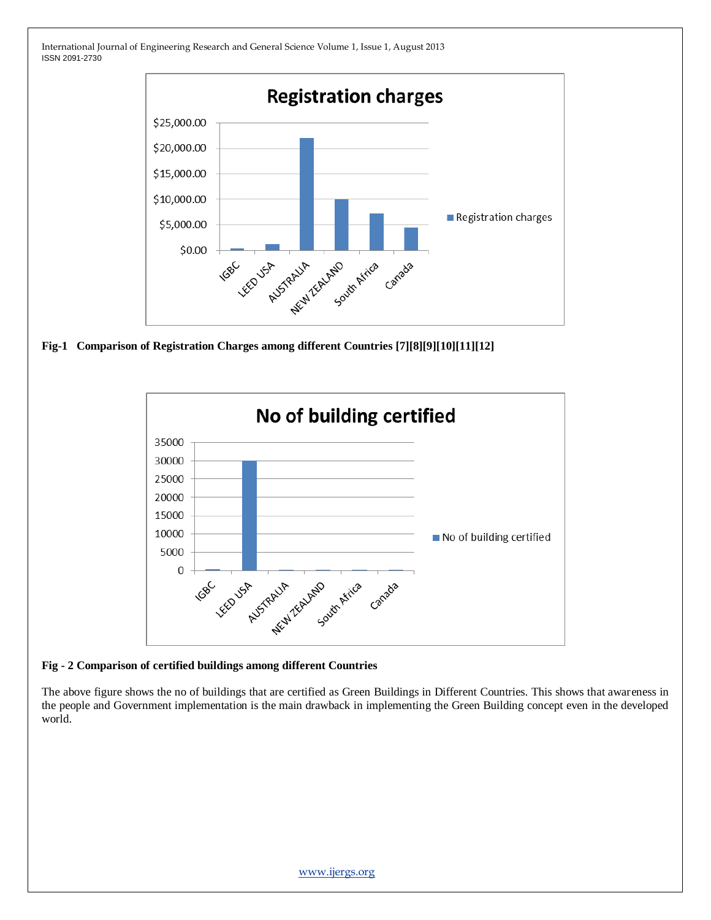**Fig-1 Comparison of Registration Charges among different Countries [7][8][9][10][11][12]**

**Fig - 2 Comparison of certified buildings among different Countries**

The above figure shows the no of buildings that are certified as Green Buildings in Different Countries. This shows that awareness in the people and Government implementation is the main drawback in implementing the Green Building concept even in the developed world.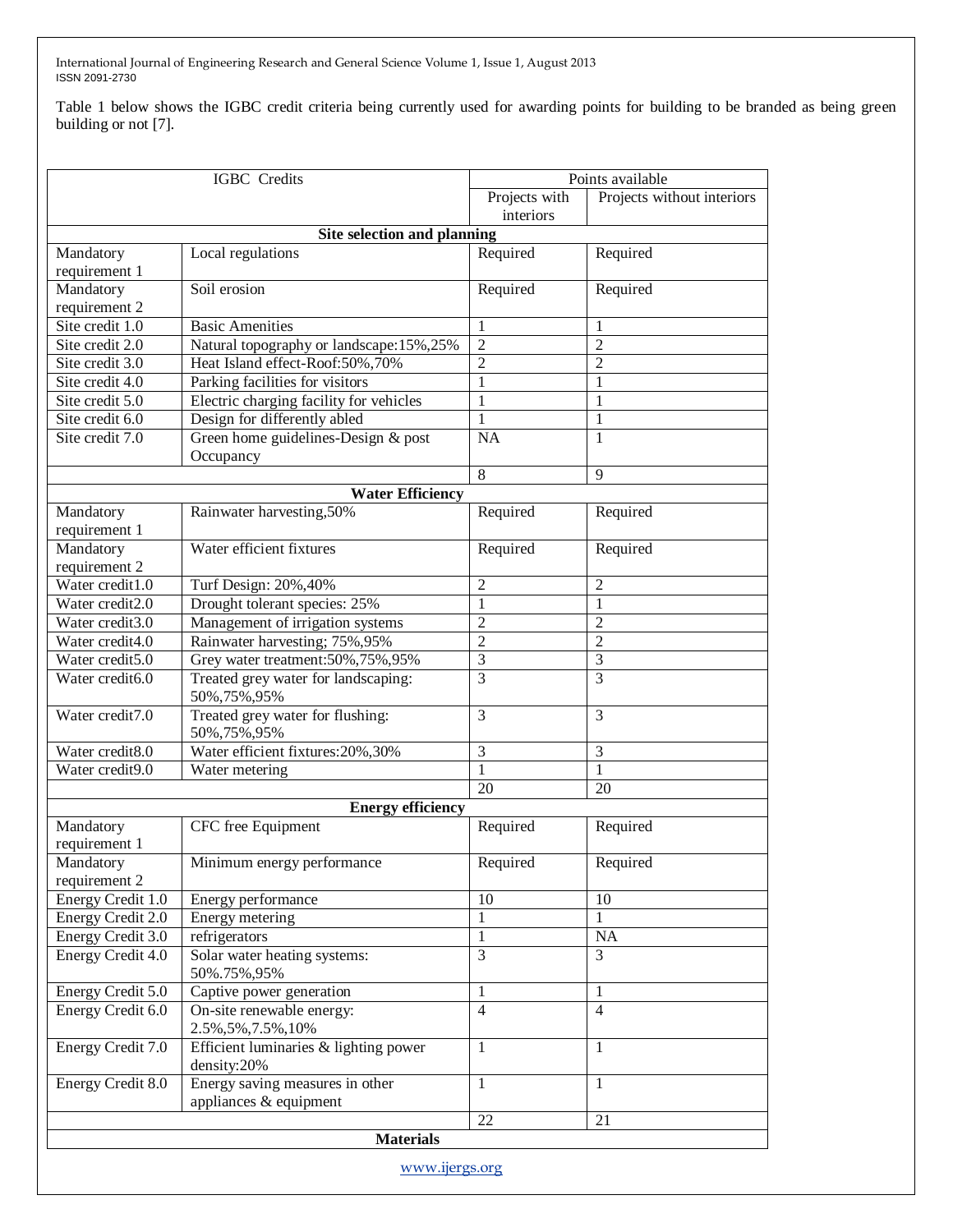Table 1 below shows the IGBC credit criteria being currently used for awarding points for building to be branded as being green building or not [7].

| IGBC Credits | | Points available | |
|---|---|---|---|
| | | Projects with interiors | Projects without interiors |
| **Site selection and planning** | | | |
| Mandatory requirement 1 | Local regulations | Required | Required |
| Mandatory requirement 2 | Soil erosion | Required | Required |
| Site credit 1.0 | Basic Amenities | 1 | 1 |
| Site credit 2.0 | Natural topography or landscape:15%,25% | 2 | 2 |
| Site credit 3.0 | Heat Island effect-Roof:50%,70% | 2 | 2 |
| Site credit 4.0 | Parking facilities for visitors | 1 | 1 |
| Site credit 5.0 | Electric charging facility for vehicles | 1 | 1 |
| Site credit 6.0 | Design for differently abled | 1 | 1 |
| Site credit 7.0 | Green home guidelines-Design & post Occupancy | NA | 1 |
| | | 8 | 9 |
| **Water Efficiency** | | | |
| Mandatory requirement 1 | Rainwater harvesting,50% | Required | Required |
| Mandatory requirement 2 | Water efficient fixtures | Required | Required |
| Water credit1.0 | Turf Design: 20%,40% | 2 | 2 |
| Water credit2.0 | Drought tolerant species: 25% | 1 | 1 |
| Water credit3.0 | Management of irrigation systems | 2 | 2 |
| Water credit4.0 | Rainwater harvesting; 75%,95% | 2 | 2 |
| Water credit5.0 | Grey water treatment:50%,75%,95% | 3 | 3 |
| Water credit6.0 | Treated grey water for landscaping: 50%,75%,95% | 3 | 3 |
| Water credit7.0 | Treated grey water for flushing: 50%,75%,95% | 3 | 3 |
| Water credit8.0 | Water efficient fixtures:20%,30% | 3 | 3 |
| Water credit9.0 | Water metering | 1 | 1 |
| | | 20 | 20 |
| **Energy efficiency** | | | |
| Mandatory requirement 1 | CFC free Equipment | Required | Required |
| Mandatory requirement 2 | Minimum energy performance | Required | Required |
| Energy Credit 1.0 | Energy performance | 10 | 10 |
| Energy Credit 2.0 | Energy metering | 1 | 1 |
| Energy Credit 3.0 | refrigerators | 1 | NA |
| Energy Credit 4.0 | Solar water heating systems: 50%.75%,95% | 3 | 3 |
| Energy Credit 5.0 | Captive power generation | 1 | 1 |
| Energy Credit 6.0 | On-site renewable energy: 2.5%,5%,7.5%,10% | 4 | 4 |
| Energy Credit 7.0 | Efficient luminaries & lighting power density:20% | 1 | 1 |
| Energy Credit 8.0 | Energy saving measures in other appliances & equipment | 1 | 1 |
| | | 22 | 21 |
| **Materials** | | | |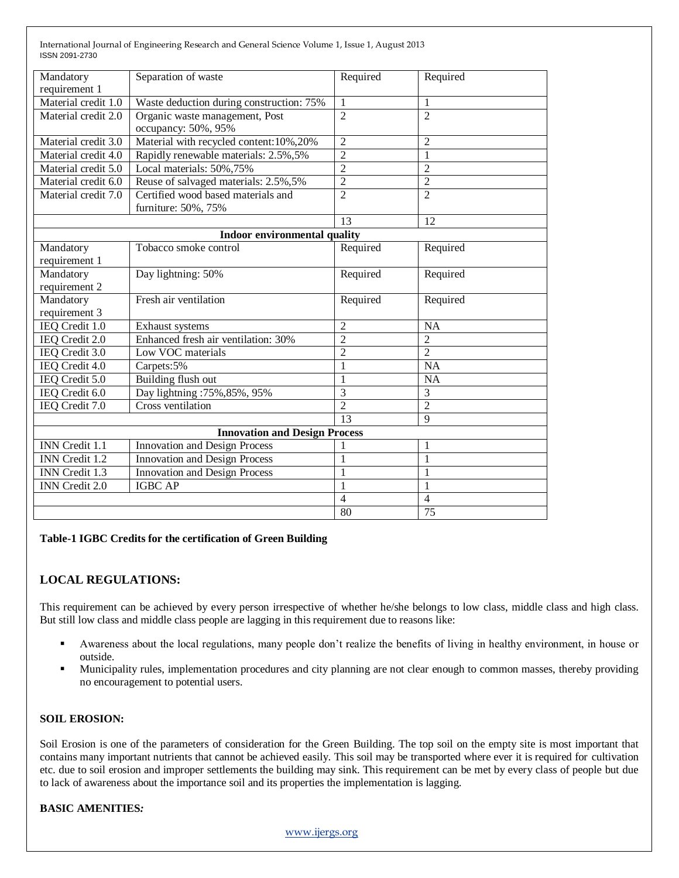| | | | |
|---|---|---|---|
| Mandatory requirement 1 | Separation of waste | Required | Required |
| Material credit 1.0 | Waste deduction during construction: 75% | 1 | 1 |
| Material credit 2.0 | Organic waste management, Post occupancy: 50%, 95% | 2 | 2 |
| Material credit 3.0 | Material with recycled content:10%,20% | 2 | 2 |
| Material credit 4.0 | Rapidly renewable materials: 2.5%,5% | 2 | 1 |
| Material credit 5.0 | Local materials: 50%,75% | 2 | 2 |
| Material credit 6.0 | Reuse of salvaged materials: 2.5%,5% | 2 | 2 |
| Material credit 7.0 | Certified wood based materials and furniture: 50%, 75% | 2 | 2 |
| | | 13 | 12 |
| **Indoor environmental quality** | | | |
| Mandatory requirement 1 | Tobacco smoke control | Required | Required |
| Mandatory requirement 2 | Day lightning: 50% | Required | Required |
| Mandatory requirement 3 | Fresh air ventilation | Required | Required |
| IEQ Credit 1.0 | Exhaust systems | 2 | NA |
| IEQ Credit 2.0 | Enhanced fresh air ventilation: 30% | 2 | 2 |
| IEQ Credit 3.0 | Low VOC materials | 2 | 2 |
| IEQ Credit 4.0 | Carpets:5% | 1 | NA |
| IEQ Credit 5.0 | Building flush out | 1 | NA |
| IEQ Credit 6.0 | Day lightning :75%,85%, 95% | 3 | 3 |
| IEQ Credit 7.0 | Cross ventilation | 2 | 2 |
| | | 13 | 9 |
| **Innovation and Design Process** | | | |
| INN Credit 1.1 | Innovation and Design Process | 1 | 1 |
| INN Credit 1.2 | Innovation and Design Process | 1 | 1 |
| INN Credit 1.3 | Innovation and Design Process | 1 | 1 |
| INN Credit 2.0 | IGBC AP | 1 | 1 |
| | | 4 | 4 |
| | | 80 | 75 |

**Table-1 IGBC Credits for the certification of Green Building**

## LOCAL REGULATIONS:

This requirement can be achieved by every person irrespective of whether he/she belongs to low class, middle class and high class. But still low class and middle class people are lagging in this requirement due to reasons like:

- Awareness about the local regulations, many people don't realize the benefits of living in healthy environment, in house or outside.
- Municipality rules, implementation procedures and city planning are not clear enough to common masses, thereby providing no encouragement to potential users.

### SOIL EROSION:

Soil Erosion is one of the parameters of consideration for the Green Building. The top soil on the empty site is most important that contains many important nutrients that cannot be achieved easily. This soil may be transported where ever it is required for cultivation etc. due to soil erosion and improper settlements the building may sink. This requirement can be met by every class of people but due to lack of awareness about the importance soil and its properties the implementation is lagging.

### BASIC AMENITIES*:*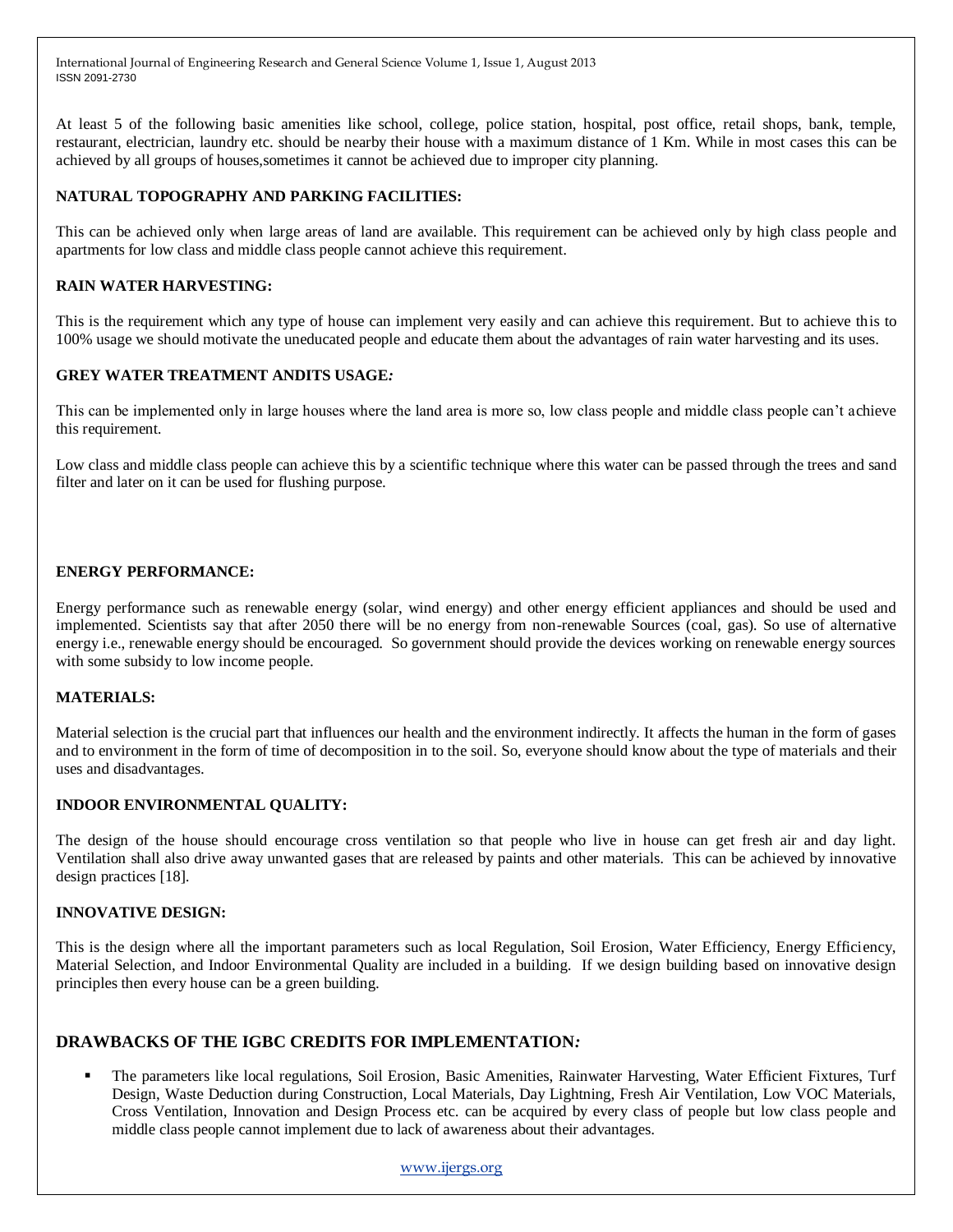At least 5 of the following basic amenities like school, college, police station, hospital, post office, retail shops, bank, temple, restaurant, electrician, laundry etc. should be nearby their house with a maximum distance of 1 Km. While in most cases this can be achieved by all groups of houses,sometimes it cannot be achieved due to improper city planning.

**NATURAL TOPOGRAPHY AND PARKING FACILITIES:**

This can be achieved only when large areas of land are available. This requirement can be achieved only by high class people and apartments for low class and middle class people cannot achieve this requirement.

**RAIN WATER HARVESTING:**

This is the requirement which any type of house can implement very easily and can achieve this requirement. But to achieve this to 100% usage we should motivate the uneducated people and educate them about the advantages of rain water harvesting and its uses.

**GREY WATER TREATMENT ANDITS USAGE*:***

This can be implemented only in large houses where the land area is more so, low class people and middle class people can't achieve this requirement.

Low class and middle class people can achieve this by a scientific technique where this water can be passed through the trees and sand filter and later on it can be used for flushing purpose.

**ENERGY PERFORMANCE:**

Energy performance such as renewable energy (solar, wind energy) and other energy efficient appliances and should be used and implemented. Scientists say that after 2050 there will be no energy from non-renewable Sources (coal, gas). So use of alternative energy i.e., renewable energy should be encouraged. So government should provide the devices working on renewable energy sources with some subsidy to low income people.

**MATERIALS:**

Material selection is the crucial part that influences our health and the environment indirectly. It affects the human in the form of gases and to environment in the form of time of decomposition in to the soil. So, everyone should know about the type of materials and their uses and disadvantages.

**INDOOR ENVIRONMENTAL QUALITY:**

The design of the house should encourage cross ventilation so that people who live in house can get fresh air and day light. Ventilation shall also drive away unwanted gases that are released by paints and other materials. This can be achieved by innovative design practices [18].

**INNOVATIVE DESIGN:**

This is the design where all the important parameters such as local Regulation, Soil Erosion, Water Efficiency, Energy Efficiency, Material Selection, and Indoor Environmental Quality are included in a building. If we design building based on innovative design principles then every house can be a green building.

## DRAWBACKS OF THE IGBC CREDITS FOR IMPLEMENTATION*:*

- The parameters like local regulations, Soil Erosion, Basic Amenities, Rainwater Harvesting, Water Efficient Fixtures, Turf Design, Waste Deduction during Construction, Local Materials, Day Lightning, Fresh Air Ventilation, Low VOC Materials, Cross Ventilation, Innovation and Design Process etc. can be acquired by every class of people but low class people and middle class people cannot implement due to lack of awareness about their advantages.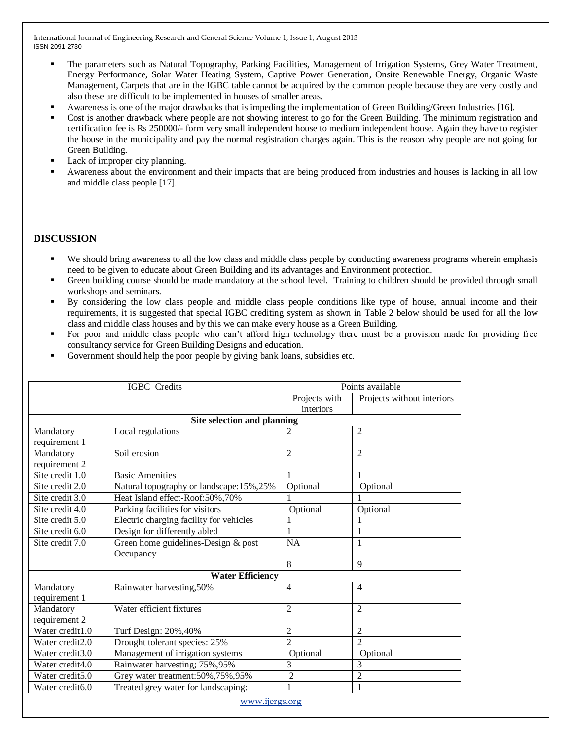- The parameters such as Natural Topography, Parking Facilities, Management of Irrigation Systems, Grey Water Treatment, Energy Performance, Solar Water Heating System, Captive Power Generation, Onsite Renewable Energy, Organic Waste Management, Carpets that are in the IGBC table cannot be acquired by the common people because they are very costly and also these are difficult to be implemented in houses of smaller areas.
- Awareness is one of the major drawbacks that is impeding the implementation of Green Building/Green Industries [16].
- Cost is another drawback where people are not showing interest to go for the Green Building. The minimum registration and certification fee is Rs 250000/- form very small independent house to medium independent house. Again they have to register the house in the municipality and pay the normal registration charges again. This is the reason why people are not going for Green Building.
- Lack of improper city planning.
- Awareness about the environment and their impacts that are being produced from industries and houses is lacking in all low and middle class people [17].

## DISCUSSION

- We should bring awareness to all the low class and middle class people by conducting awareness programs wherein emphasis need to be given to educate about Green Building and its advantages and Environment protection.
- Green building course should be made mandatory at the school level. Training to children should be provided through small workshops and seminars.
- By considering the low class people and middle class people conditions like type of house, annual income and their requirements, it is suggested that special IGBC crediting system as shown in Table 2 below should be used for all the low class and middle class houses and by this we can make every house as a Green Building.
- For poor and middle class people who can't afford high technology there must be a provision made for providing free consultancy service for Green Building Designs and education.
- Government should help the poor people by giving bank loans, subsidies etc.

| IGBC Credits | | Points available | |
|---|---|---|---|
| | | Projects with interiors | Projects without interiors |
| **Site selection and planning** | | | |
| Mandatory requirement 1 | Local regulations | 2 | 2 |
| Mandatory requirement 2 | Soil erosion | 2 | 2 |
| Site credit 1.0 | Basic Amenities | 1 | 1 |
| Site credit 2.0 | Natural topography or landscape:15%,25% | Optional | Optional |
| Site credit 3.0 | Heat Island effect-Roof:50%,70% | 1 | 1 |
| Site credit 4.0 | Parking facilities for visitors | Optional | Optional |
| Site credit 5.0 | Electric charging facility for vehicles | 1 | 1 |
| Site credit 6.0 | Design for differently abled | 1 | 1 |
| Site credit 7.0 | Green home guidelines-Design & post Occupancy | NA | 1 |
| | | 8 | 9 |
| **Water Efficiency** | | | |
| Mandatory requirement 1 | Rainwater harvesting,50% | 4 | 4 |
| Mandatory requirement 2 | Water efficient fixtures | 2 | 2 |
| Water credit1.0 | Turf Design: 20%,40% | 2 | 2 |
| Water credit2.0 | Drought tolerant species: 25% | 2 | 2 |
| Water credit3.0 | Management of irrigation systems | Optional | Optional |
| Water credit4.0 | Rainwater harvesting; 75%,95% | 3 | 3 |
| Water credit5.0 | Grey water treatment:50%,75%,95% | 2 | 2 |
| Water credit6.0 | Treated grey water for landscaping: | 1 | 1 |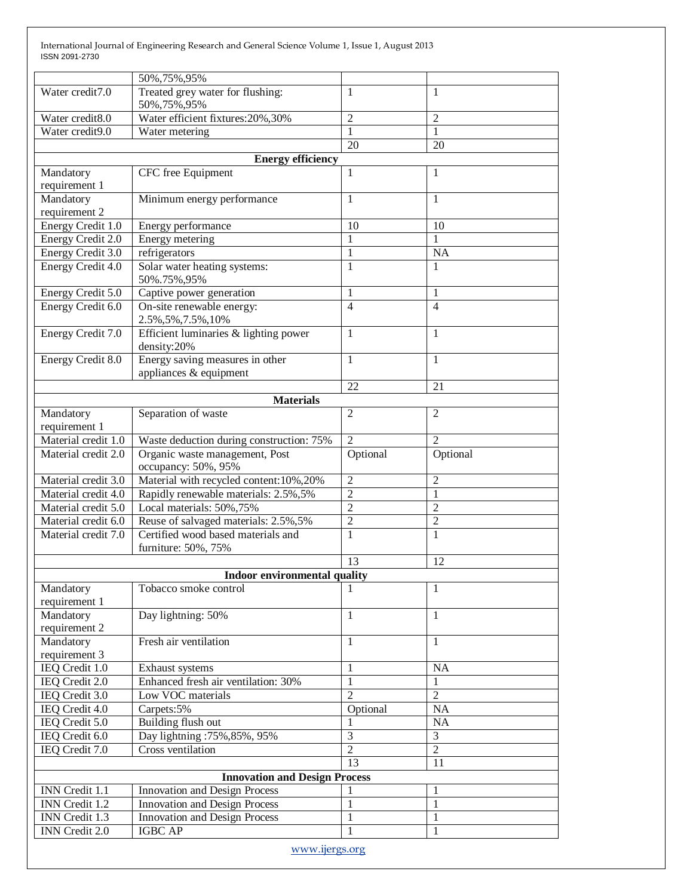| | | | |
|---|---|---|---|
| | 50%,75%,95% | | |
| Water credit7.0 | Treated grey water for flushing: 50%,75%,95% | 1 | 1 |
| Water credit8.0 | Water efficient fixtures:20%,30% | 2 | 2 |
| Water credit9.0 | Water metering | 1 | 1 |
| | | 20 | 20 |
| **Energy efficiency** | | | |
| Mandatory requirement 1 | CFC free Equipment | 1 | 1 |
| Mandatory requirement 2 | Minimum energy performance | 1 | 1 |
| Energy Credit 1.0 | Energy performance | 10 | 10 |
| Energy Credit 2.0 | Energy metering | 1 | 1 |
| Energy Credit 3.0 | refrigerators | 1 | NA |
| Energy Credit 4.0 | Solar water heating systems: 50%.75%,95% | 1 | 1 |
| Energy Credit 5.0 | Captive power generation | 1 | 1 |
| Energy Credit 6.0 | On-site renewable energy: 2.5%,5%,7.5%,10% | 4 | 4 |
| Energy Credit 7.0 | Efficient luminaries & lighting power density:20% | 1 | 1 |
| Energy Credit 8.0 | Energy saving measures in other appliances & equipment | 1 | 1 |
| | | 22 | 21 |
| **Materials** | | | |
| Mandatory requirement 1 | Separation of waste | 2 | 2 |
| Material credit 1.0 | Waste deduction during construction: 75% | 2 | 2 |
| Material credit 2.0 | Organic waste management, Post occupancy: 50%, 95% | Optional | Optional |
| Material credit 3.0 | Material with recycled content:10%,20% | 2 | 2 |
| Material credit 4.0 | Rapidly renewable materials: 2.5%,5% | 2 | 1 |
| Material credit 5.0 | Local materials: 50%,75% | 2 | 2 |
| Material credit 6.0 | Reuse of salvaged materials: 2.5%,5% | 2 | 2 |
| Material credit 7.0 | Certified wood based materials and furniture: 50%, 75% | 1 | 1 |
| | | 13 | 12 |
| **Indoor environmental quality** | | | |
| Mandatory requirement 1 | Tobacco smoke control | 1 | 1 |
| Mandatory requirement 2 | Day lightning: 50% | 1 | 1 |
| Mandatory requirement 3 | Fresh air ventilation | 1 | 1 |
| IEQ Credit 1.0 | Exhaust systems | 1 | NA |
| IEQ Credit 2.0 | Enhanced fresh air ventilation: 30% | 1 | 1 |
| IEQ Credit 3.0 | Low VOC materials | 2 | 2 |
| IEQ Credit 4.0 | Carpets:5% | Optional | NA |
| IEQ Credit 5.0 | Building flush out | 1 | NA |
| IEQ Credit 6.0 | Day lightning :75%,85%, 95% | 3 | 3 |
| IEQ Credit 7.0 | Cross ventilation | 2 | 2 |
| | | 13 | 11 |
| **Innovation and Design Process** | | | |
| INN Credit 1.1 | Innovation and Design Process | 1 | 1 |
| INN Credit 1.2 | Innovation and Design Process | 1 | 1 |
| INN Credit 1.3 | Innovation and Design Process | 1 | 1 |
| INN Credit 2.0 | IGBC AP | 1 | 1 |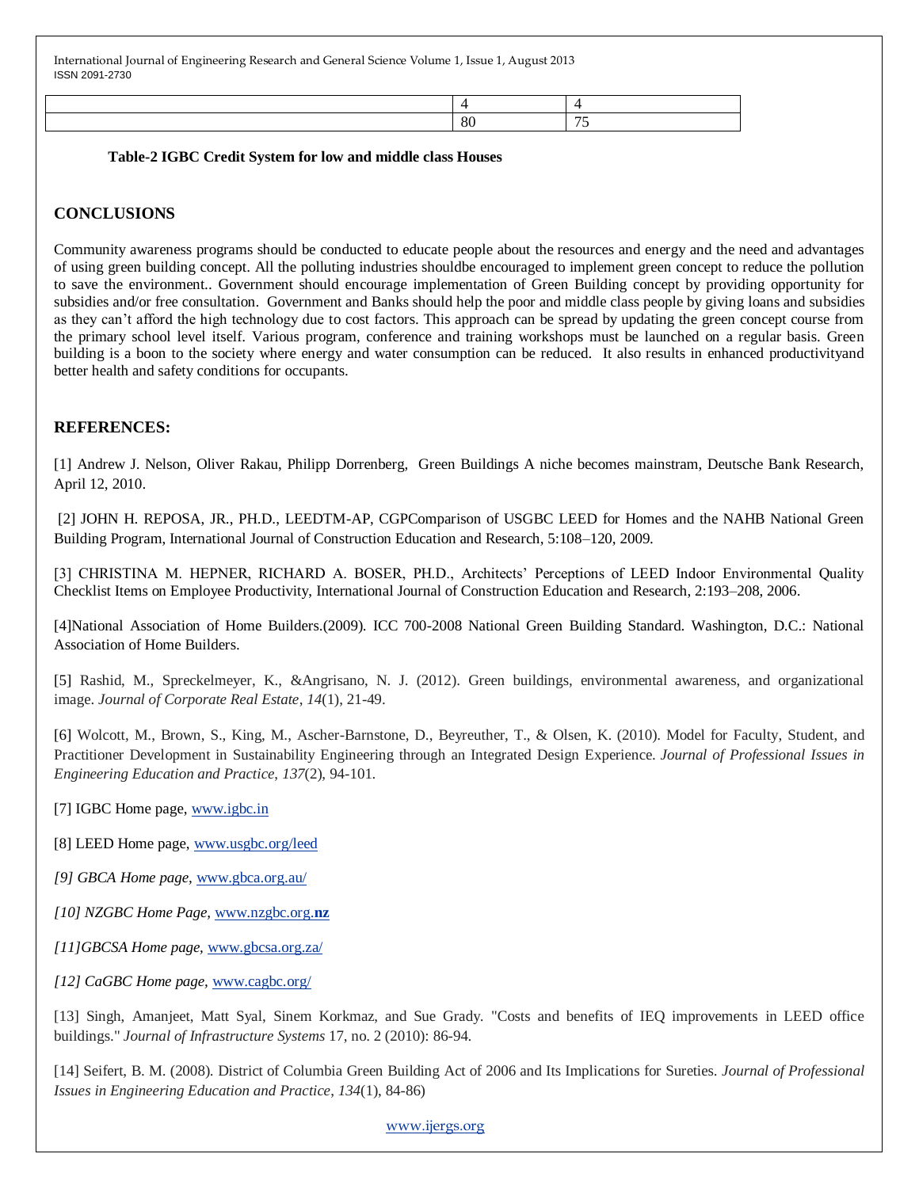| | | |
|---|---|---|
| | 4 | 4 |
| | 80 | 75 |

**Table-2 IGBC Credit System for low and middle class Houses**

## CONCLUSIONS

Community awareness programs should be conducted to educate people about the resources and energy and the need and advantages of using green building concept. All the polluting industries shouldbe encouraged to implement green concept to reduce the pollution to save the environment.. Government should encourage implementation of Green Building concept by providing opportunity for subsidies and/or free consultation. Government and Banks should help the poor and middle class people by giving loans and subsidies as they can't afford the high technology due to cost factors. This approach can be spread by updating the green concept course from the primary school level itself. Various program, conference and training workshops must be launched on a regular basis. Green building is a boon to the society where energy and water consumption can be reduced. It also results in enhanced productivityand better health and safety conditions for occupants.

## REFERENCES:

[1] Andrew J. Nelson, Oliver Rakau, Philipp Dorrenberg, Green Buildings A niche becomes mainstram, Deutsche Bank Research, April 12, 2010.

[2] JOHN H. REPOSA, JR., PH.D., LEEDTM-AP, CGPComparison of USGBC LEED for Homes and the NAHB National Green Building Program, International Journal of Construction Education and Research, 5:108–120, 2009.

[3] CHRISTINA M. HEPNER, RICHARD A. BOSER, PH.D., Architects' Perceptions of LEED Indoor Environmental Quality Checklist Items on Employee Productivity, International Journal of Construction Education and Research, 2:193–208, 2006.

[4]National Association of Home Builders.(2009). ICC 700-2008 National Green Building Standard. Washington, D.C.: National Association of Home Builders.

[5] Rashid, M., Spreckelmeyer, K., &Angrisano, N. J. (2012). Green buildings, environmental awareness, and organizational image. *Journal of Corporate Real Estate*, *14*(1), 21-49.

[6] Wolcott, M., Brown, S., King, M., Ascher-Barnstone, D., Beyreuther, T., & Olsen, K. (2010). Model for Faculty, Student, and Practitioner Development in Sustainability Engineering through an Integrated Design Experience. *Journal of Professional Issues in Engineering Education and Practice*, *137*(2), 94-101.

[7] IGBC Home page, www.igbc.in

[8] LEED Home page, www.usgbc.org/leed

*[9] GBCA Home page,* www.gbca.org.au/

*[10] NZGBC Home Page,* www.nzgbc.org.**nz**

*[11]GBCSA Home page,* www.gbcsa.org.za/

*[12] CaGBC Home page,* www.cagbc.org/

[13] Singh, Amanjeet, Matt Syal, Sinem Korkmaz, and Sue Grady. "Costs and benefits of IEQ improvements in LEED office buildings." *Journal of Infrastructure Systems* 17, no. 2 (2010): 86-94.

[14] Seifert, B. M. (2008). District of Columbia Green Building Act of 2006 and Its Implications for Sureties. *Journal of Professional Issues in Engineering Education and Practice*, *134*(1), 84-86)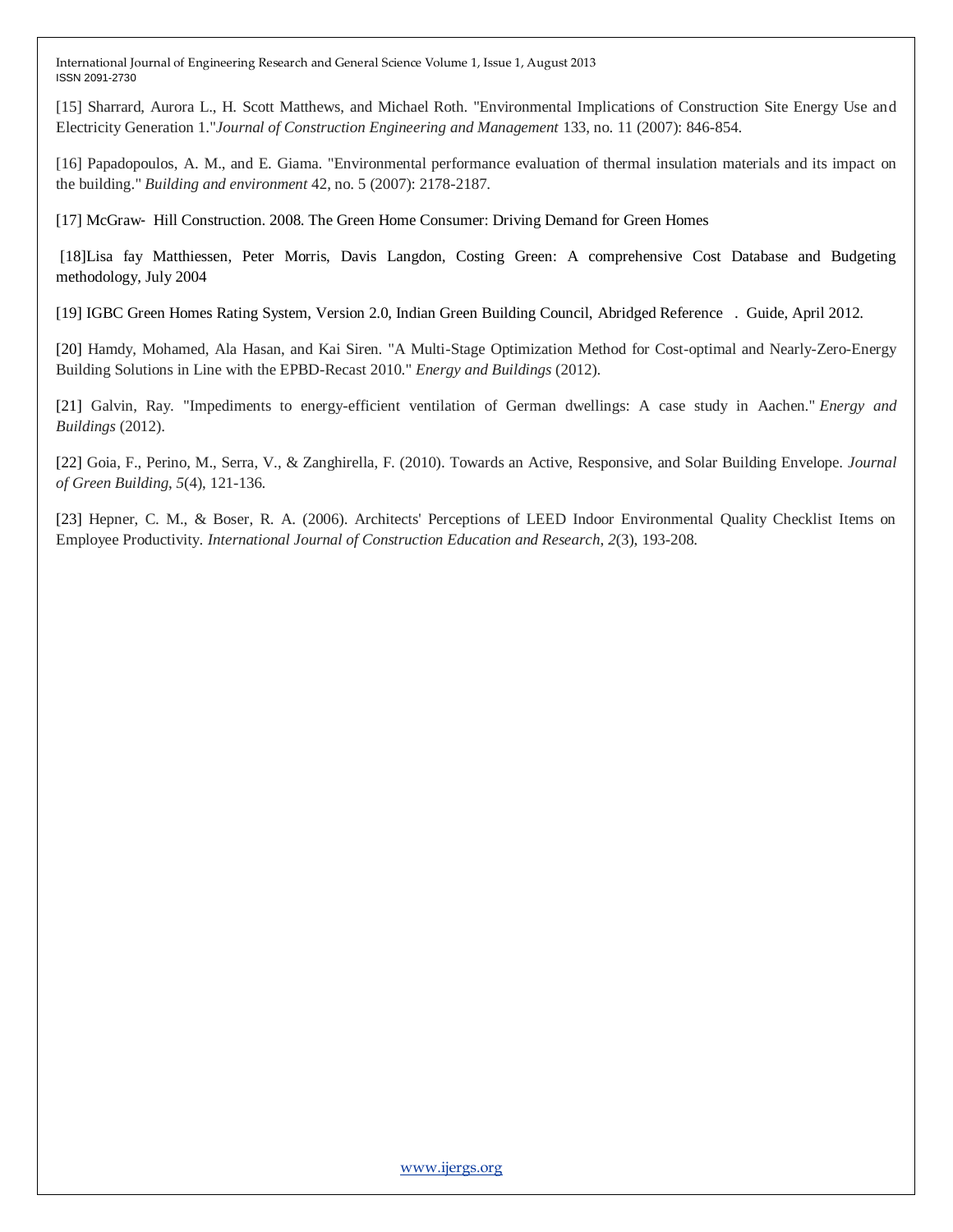[15] Sharrard, Aurora L., H. Scott Matthews, and Michael Roth. "Environmental Implications of Construction Site Energy Use and Electricity Generation 1."*Journal of Construction Engineering and Management* 133, no. 11 (2007): 846-854.

[16] Papadopoulos, A. M., and E. Giama. "Environmental performance evaluation of thermal insulation materials and its impact on the building." *Building and environment* 42, no. 5 (2007): 2178-2187.

[17] McGraw- Hill Construction. 2008. The Green Home Consumer: Driving Demand for Green Homes

[18]Lisa fay Matthiessen, Peter Morris, Davis Langdon, Costing Green: A comprehensive Cost Database and Budgeting methodology, July 2004

[19] IGBC Green Homes Rating System, Version 2.0, Indian Green Building Council, Abridged Reference . Guide, April 2012.

[20] Hamdy, Mohamed, Ala Hasan, and Kai Siren. "A Multi-Stage Optimization Method for Cost-optimal and Nearly-Zero-Energy Building Solutions in Line with the EPBD-Recast 2010." *Energy and Buildings* (2012).

[21] Galvin, Ray. "Impediments to energy-efficient ventilation of German dwellings: A case study in Aachen." *Energy and Buildings* (2012).

[22] Goia, F., Perino, M., Serra, V., & Zanghirella, F. (2010). Towards an Active, Responsive, and Solar Building Envelope. *Journal of Green Building*, *5*(4), 121-136.

[23] Hepner, C. M., & Boser, R. A. (2006). Architects' Perceptions of LEED Indoor Environmental Quality Checklist Items on Employee Productivity. *International Journal of Construction Education and Research*, *2*(3), 193-208.